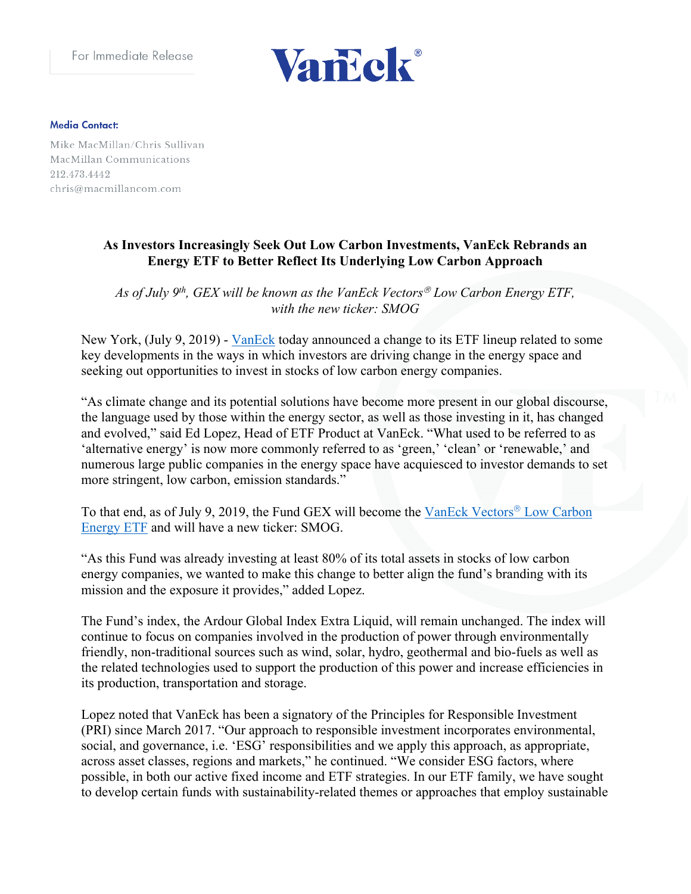For Immediate Release

**Media Contact:**

Mike MacMillan/Chris Sullivan
MacMillan Communications
212.473.4442
chris@macmillancom.com

## As Investors Increasingly Seek Out Low Carbon Investments, VanEck Rebrands an Energy ETF to Better Reflect Its Underlying Low Carbon Approach

*As of July 9th, GEX will be known as the VanEck Vectors® Low Carbon Energy ETF, with the new ticker: SMOG*

New York, (July 9, 2019) - VanEck today announced a change to its ETF lineup related to some key developments in the ways in which investors are driving change in the energy space and seeking out opportunities to invest in stocks of low carbon energy companies.

"As climate change and its potential solutions have become more present in our global discourse, the language used by those within the energy sector, as well as those investing in it, has changed and evolved," said Ed Lopez, Head of ETF Product at VanEck. "What used to be referred to as 'alternative energy' is now more commonly referred to as 'green,' 'clean' or 'renewable,' and numerous large public companies in the energy space have acquiesced to investor demands to set more stringent, low carbon, emission standards."

To that end, as of July 9, 2019, the Fund GEX will become the VanEck Vectors® Low Carbon Energy ETF and will have a new ticker: SMOG.

"As this Fund was already investing at least 80% of its total assets in stocks of low carbon energy companies, we wanted to make this change to better align the fund's branding with its mission and the exposure it provides," added Lopez.

The Fund's index, the Ardour Global Index Extra Liquid, will remain unchanged. The index will continue to focus on companies involved in the production of power through environmentally friendly, non-traditional sources such as wind, solar, hydro, geothermal and bio-fuels as well as the related technologies used to support the production of this power and increase efficiencies in its production, transportation and storage.

Lopez noted that VanEck has been a signatory of the Principles for Responsible Investment (PRI) since March 2017. "Our approach to responsible investment incorporates environmental, social, and governance, i.e. 'ESG' responsibilities and we apply this approach, as appropriate, across asset classes, regions and markets," he continued. "We consider ESG factors, where possible, in both our active fixed income and ETF strategies. In our ETF family, we have sought to develop certain funds with sustainability-related themes or approaches that employ sustainable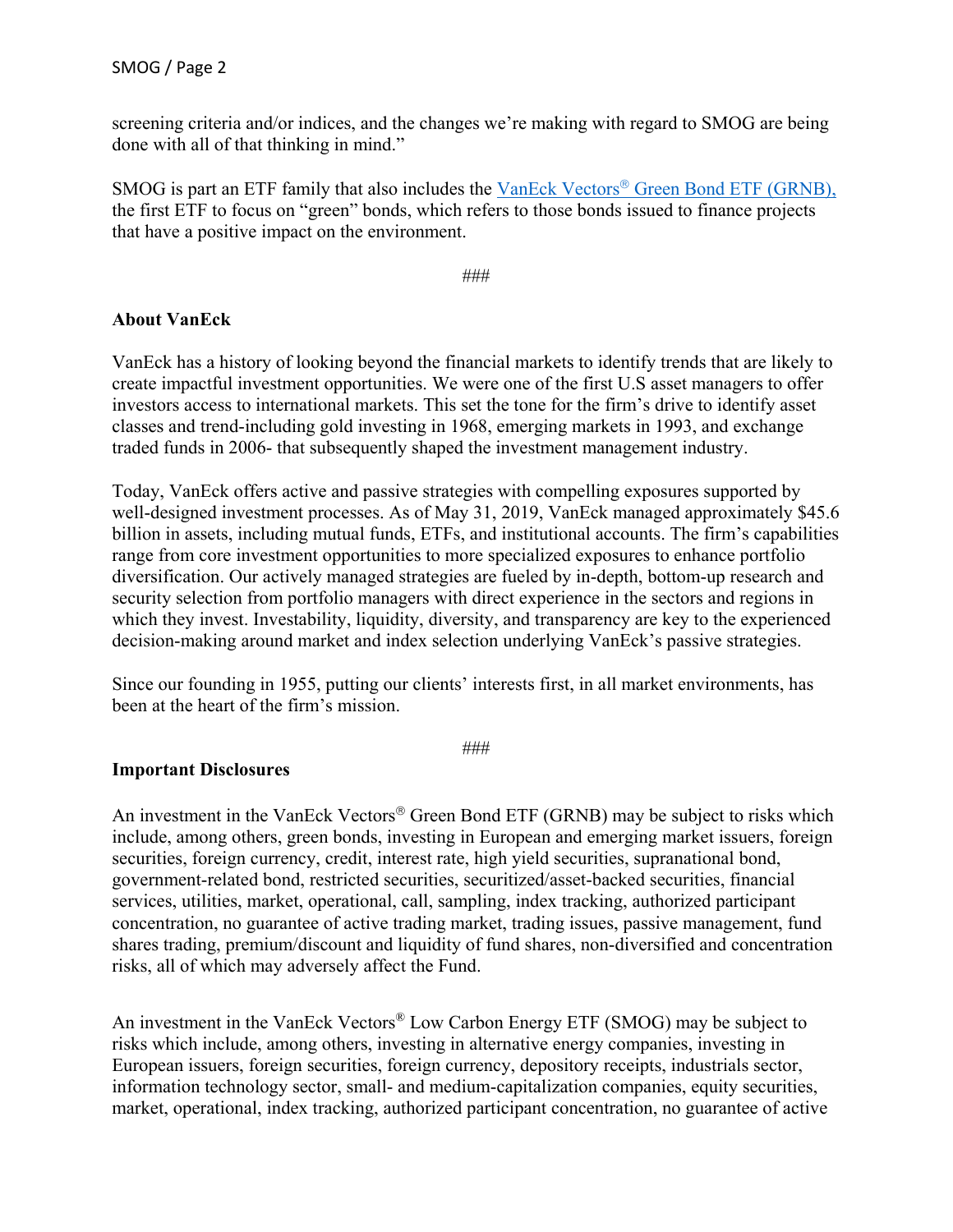screening criteria and/or indices, and the changes we're making with regard to SMOG are being done with all of that thinking in mind."

SMOG is part an ETF family that also includes the VanEck Vectors® Green Bond ETF (GRNB), the first ETF to focus on "green" bonds, which refers to those bonds issued to finance projects that have a positive impact on the environment.

###

**About VanEck**

VanEck has a history of looking beyond the financial markets to identify trends that are likely to create impactful investment opportunities. We were one of the first U.S asset managers to offer investors access to international markets. This set the tone for the firm's drive to identify asset classes and trend-including gold investing in 1968, emerging markets in 1993, and exchange traded funds in 2006- that subsequently shaped the investment management industry.

Today, VanEck offers active and passive strategies with compelling exposures supported by well-designed investment processes. As of May 31, 2019, VanEck managed approximately $45.6 billion in assets, including mutual funds, ETFs, and institutional accounts. The firm's capabilities range from core investment opportunities to more specialized exposures to enhance portfolio diversification. Our actively managed strategies are fueled by in-depth, bottom-up research and security selection from portfolio managers with direct experience in the sectors and regions in which they invest. Investability, liquidity, diversity, and transparency are key to the experienced decision-making around market and index selection underlying VanEck's passive strategies.

Since our founding in 1955, putting our clients' interests first, in all market environments, has been at the heart of the firm's mission.

###

**Important Disclosures**

An investment in the VanEck Vectors® Green Bond ETF (GRNB) may be subject to risks which include, among others, green bonds, investing in European and emerging market issuers, foreign securities, foreign currency, credit, interest rate, high yield securities, supranational bond, government-related bond, restricted securities, securitized/asset-backed securities, financial services, utilities, market, operational, call, sampling, index tracking, authorized participant concentration, no guarantee of active trading market, trading issues, passive management, fund shares trading, premium/discount and liquidity of fund shares, non-diversified and concentration risks, all of which may adversely affect the Fund.

An investment in the VanEck Vectors® Low Carbon Energy ETF (SMOG) may be subject to risks which include, among others, investing in alternative energy companies, investing in European issuers, foreign securities, foreign currency, depository receipts, industrials sector, information technology sector, small- and medium-capitalization companies, equity securities, market, operational, index tracking, authorized participant concentration, no guarantee of active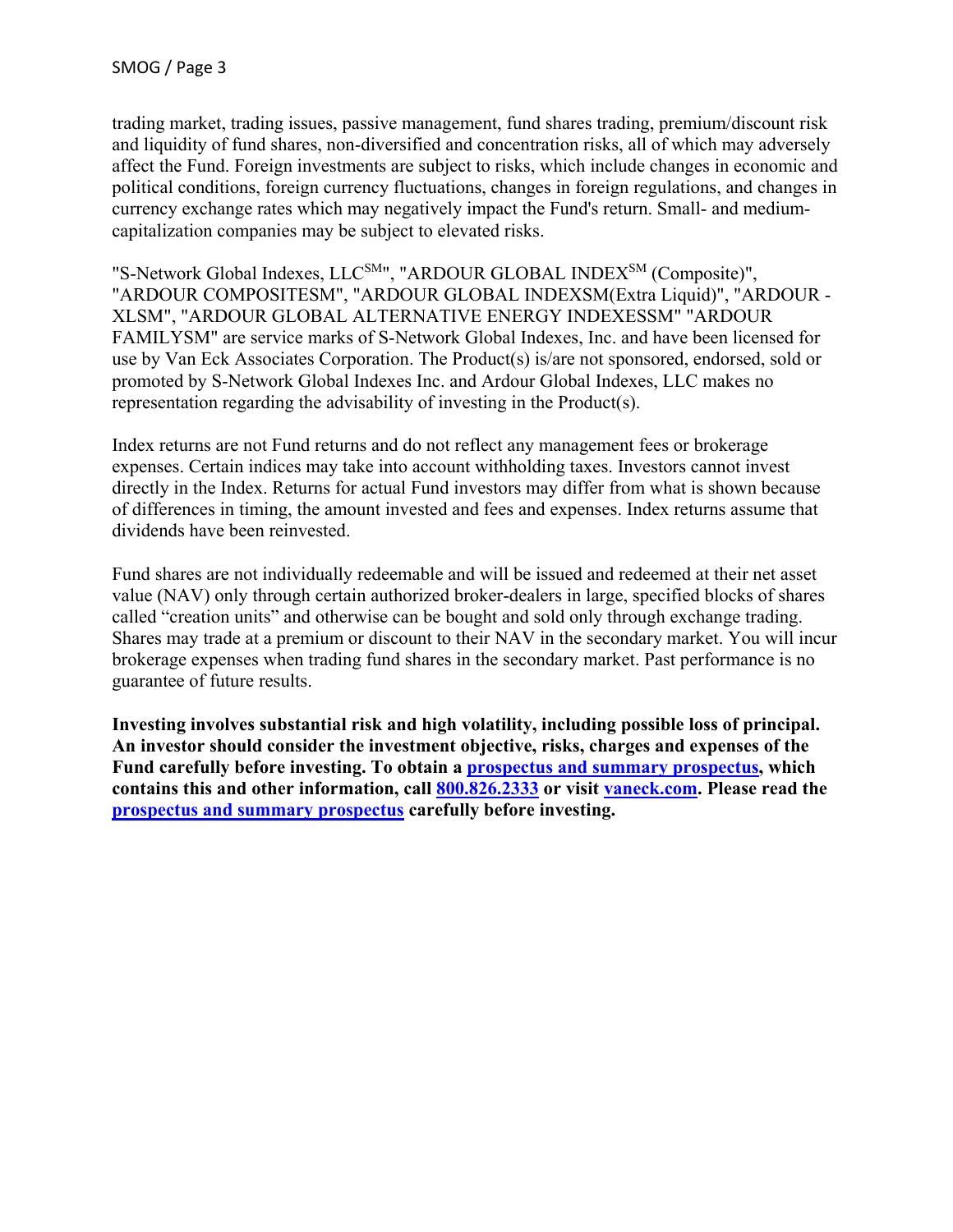trading market, trading issues, passive management, fund shares trading, premium/discount risk and liquidity of fund shares, non-diversified and concentration risks, all of which may adversely affect the Fund. Foreign investments are subject to risks, which include changes in economic and political conditions, foreign currency fluctuations, changes in foreign regulations, and changes in currency exchange rates which may negatively impact the Fund's return. Small- and medium-capitalization companies may be subject to elevated risks.

"S-Network Global Indexes, LLC$^{SM}$", "ARDOUR GLOBAL INDEX$^{SM}$ (Composite)", "ARDOUR COMPOSITESM", "ARDOUR GLOBAL INDEXSM(Extra Liquid)", "ARDOUR - XLSM", "ARDOUR GLOBAL ALTERNATIVE ENERGY INDEXESSM" "ARDOUR FAMILYSM" are service marks of S-Network Global Indexes, Inc. and have been licensed for use by Van Eck Associates Corporation. The Product(s) is/are not sponsored, endorsed, sold or promoted by S-Network Global Indexes Inc. and Ardour Global Indexes, LLC makes no representation regarding the advisability of investing in the Product(s).

Index returns are not Fund returns and do not reflect any management fees or brokerage expenses. Certain indices may take into account withholding taxes. Investors cannot invest directly in the Index. Returns for actual Fund investors may differ from what is shown because of differences in timing, the amount invested and fees and expenses. Index returns assume that dividends have been reinvested.

Fund shares are not individually redeemable and will be issued and redeemed at their net asset value (NAV) only through certain authorized broker-dealers in large, specified blocks of shares called “creation units” and otherwise can be bought and sold only through exchange trading. Shares may trade at a premium or discount to their NAV in the secondary market. You will incur brokerage expenses when trading fund shares in the secondary market. Past performance is no guarantee of future results.

**Investing involves substantial risk and high volatility, including possible loss of principal. An investor should consider the investment objective, risks, charges and expenses of the Fund carefully before investing. To obtain a prospectus and summary prospectus, which contains this and other information, call 800.826.2333 or visit vaneck.com. Please read the prospectus and summary prospectus carefully before investing.**